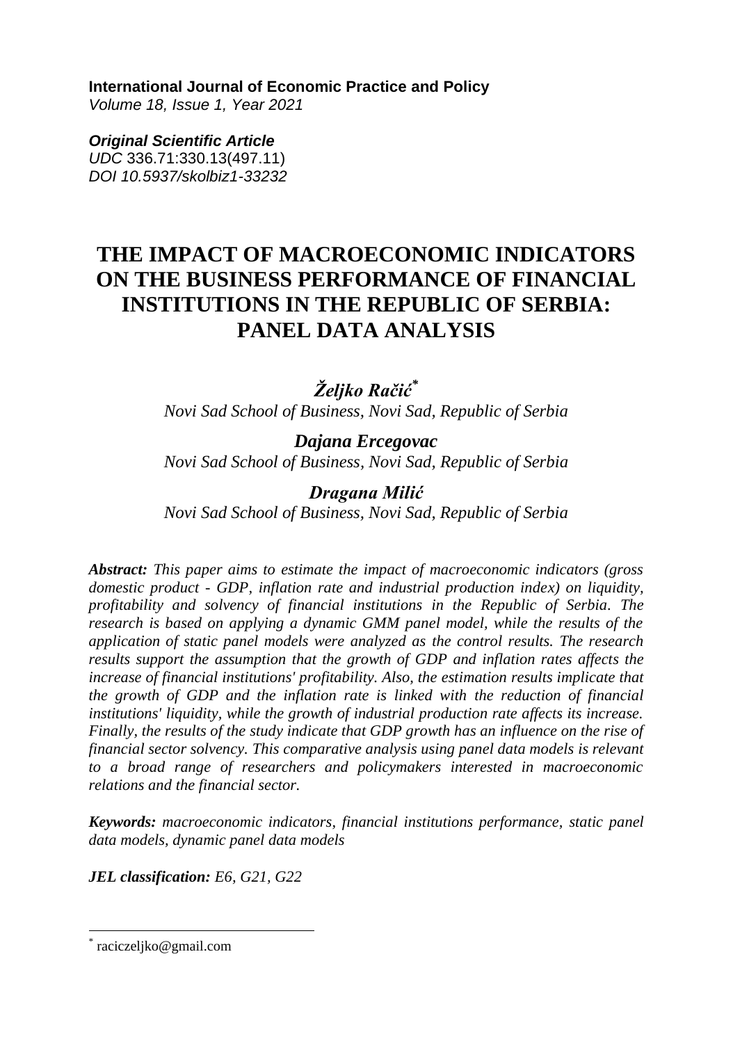**International Journal of Economic Practice and Policy**
*Volume 18, Issue 1, Year 2021*

***Original Scientific Article***
*UDC* 336.71:330.13(497.11)
*DOI 10.5937/skolbiz1-33232*

# THE IMPACT OF MACROECONOMIC INDICATORS ON THE BUSINESS PERFORMANCE OF FINANCIAL INSTITUTIONS IN THE REPUBLIC OF SERBIA: PANEL DATA ANALYSIS

***Željko Račić**[*]
*Novi Sad School of Business, Novi Sad, Republic of Serbia*

***Dajana Ercegovac***
*Novi Sad School of Business, Novi Sad, Republic of Serbia*

***Dragana Milić***
*Novi Sad School of Business, Novi Sad, Republic of Serbia*

***Abstract:*** *This paper aims to estimate the impact of macroeconomic indicators (gross domestic product - GDP, inflation rate and industrial production index) on liquidity, profitability and solvency of financial institutions in the Republic of Serbia. The research is based on applying a dynamic GMM panel model, while the results of the application of static panel models were analyzed as the control results. The research results support the assumption that the growth of GDP and inflation rates affects the increase of financial institutions' profitability. Also, the estimation results implicate that the growth of GDP and the inflation rate is linked with the reduction of financial institutions' liquidity, while the growth of industrial production rate affects its increase. Finally, the results of the study indicate that GDP growth has an influence on the rise of financial sector solvency. This comparative analysis using panel data models is relevant to a broad range of researchers and policymakers interested in macroeconomic relations and the financial sector.*

***Keywords:*** *macroeconomic indicators, financial institutions performance, static panel data models, dynamic panel data models*

***JEL classification:*** *E6, G21, G22*

---

[*] raciczeljko@gmail.com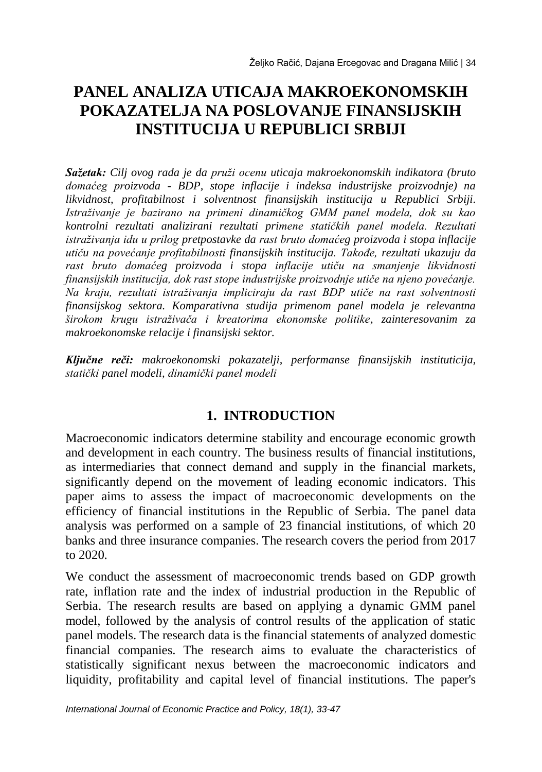# PANEL ANALIZA UTICAJA MAKROEKONOMSKIH POKAZATELJA NA POSLOVANJE FINANSIJSKIH INSTITUCIJA U REPUBLICI SRBIJI

***Sažetak:*** *Cilj ovog rada je da pruži ocenu uticaja makroekonomskih indikatora (bruto domaćeg proizvoda - BDP, stope inflacije i indeksa industrijske proizvodnje) na likvidnost, profitabilnost i solventnost finansijskih institucija u Republici Srbiji. Istraživanje je bazirano na primeni dinamičkog GMM panel modela, dok su kao kontrolni rezultati analizirani rezultati primene statičkih panel modela. Rezultati istraživanja idu u prilog pretpostavke da rast bruto domaćeg proizvoda i stopa inflacije utiču na povećanje profitabilnosti finansijskih institucija. Takođe, rezultati ukazuju da rast bruto domaćeg proizvoda i stopa inflacije utiču na smanjenje likvidnosti finansijskih institucija, dok rast stope industrijske proizvodnje utiče na njeno povećanje. Na kraju, rezultati istraživanja impliciraju da rast BDP utiče na rast solventnosti finansijskog sektora. Komparativna studija primenom panel modela je relevantna širokom krugu istraživača i kreatorima ekonomske politike, zainteresovanim za makroekonomske relacije i finansijski sektor.*

***Ključne reči:*** *makroekonomski pokazatelji, performanse finansijskih instituticija, statički panel modeli, dinamički panel modeli*

## 1. INTRODUCTION

Macroeconomic indicators determine stability and encourage economic growth and development in each country. The business results of financial institutions, as intermediaries that connect demand and supply in the financial markets, significantly depend on the movement of leading economic indicators. This paper aims to assess the impact of macroeconomic developments on the efficiency of financial institutions in the Republic of Serbia. The panel data analysis was performed on a sample of 23 financial institutions, of which 20 banks and three insurance companies. The research covers the period from 2017 to 2020.

We conduct the assessment of macroeconomic trends based on GDP growth rate, inflation rate and the index of industrial production in the Republic of Serbia. The research results are based on applying a dynamic GMM panel model, followed by the analysis of control results of the application of static panel models. The research data is the financial statements of analyzed domestic financial companies. The research aims to evaluate the characteristics of statistically significant nexus between the macroeconomic indicators and liquidity, profitability and capital level of financial institutions. The paper's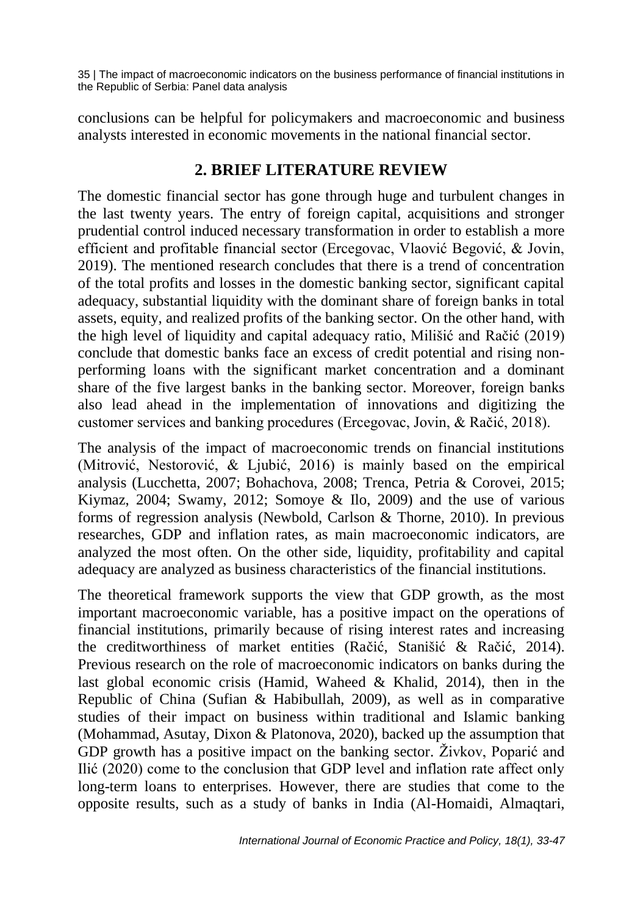conclusions can be helpful for policymakers and macroeconomic and business analysts interested in economic movements in the national financial sector.

## 2. BRIEF LITERATURE REVIEW

The domestic financial sector has gone through huge and turbulent changes in the last twenty years. The entry of foreign capital, acquisitions and stronger prudential control induced necessary transformation in order to establish a more efficient and profitable financial sector (Ercegovac, Vlaović Begović, & Jovin, 2019). The mentioned research concludes that there is a trend of concentration of the total profits and losses in the domestic banking sector, significant capital adequacy, substantial liquidity with the dominant share of foreign banks in total assets, equity, and realized profits of the banking sector. On the other hand, with the high level of liquidity and capital adequacy ratio, Milišić and Račić (2019) conclude that domestic banks face an excess of credit potential and rising non-performing loans with the significant market concentration and a dominant share of the five largest banks in the banking sector. Moreover, foreign banks also lead ahead in the implementation of innovations and digitizing the customer services and banking procedures (Ercegovac, Jovin, & Račić, 2018).

The analysis of the impact of macroeconomic trends on financial institutions (Mitrović, Nestorović, & Ljubić, 2016) is mainly based on the empirical analysis (Lucchetta, 2007; Bohachova, 2008; Trenca, Petria & Corovei, 2015; Kiymaz, 2004; Swamy, 2012; Somoye & Ilo, 2009) and the use of various forms of regression analysis (Newbold, Carlson & Thorne, 2010). In previous researches, GDP and inflation rates, as main macroeconomic indicators, are analyzed the most often. On the other side, liquidity, profitability and capital adequacy are analyzed as business characteristics of the financial institutions.

The theoretical framework supports the view that GDP growth, as the most important macroeconomic variable, has a positive impact on the operations of financial institutions, primarily because of rising interest rates and increasing the creditworthiness of market entities (Račić, Stanišić & Račić, 2014). Previous research on the role of macroeconomic indicators on banks during the last global economic crisis (Hamid, Waheed & Khalid, 2014), then in the Republic of China (Sufian & Habibullah, 2009), as well as in comparative studies of their impact on business within traditional and Islamic banking (Mohammad, Asutay, Dixon & Platonova, 2020), backed up the assumption that GDP growth has a positive impact on the banking sector. Živkov, Poparić and Ilić (2020) come to the conclusion that GDP level and inflation rate affect only long-term loans to enterprises. However, there are studies that come to the opposite results, such as a study of banks in India (Al-Homaidi, Almaqtari,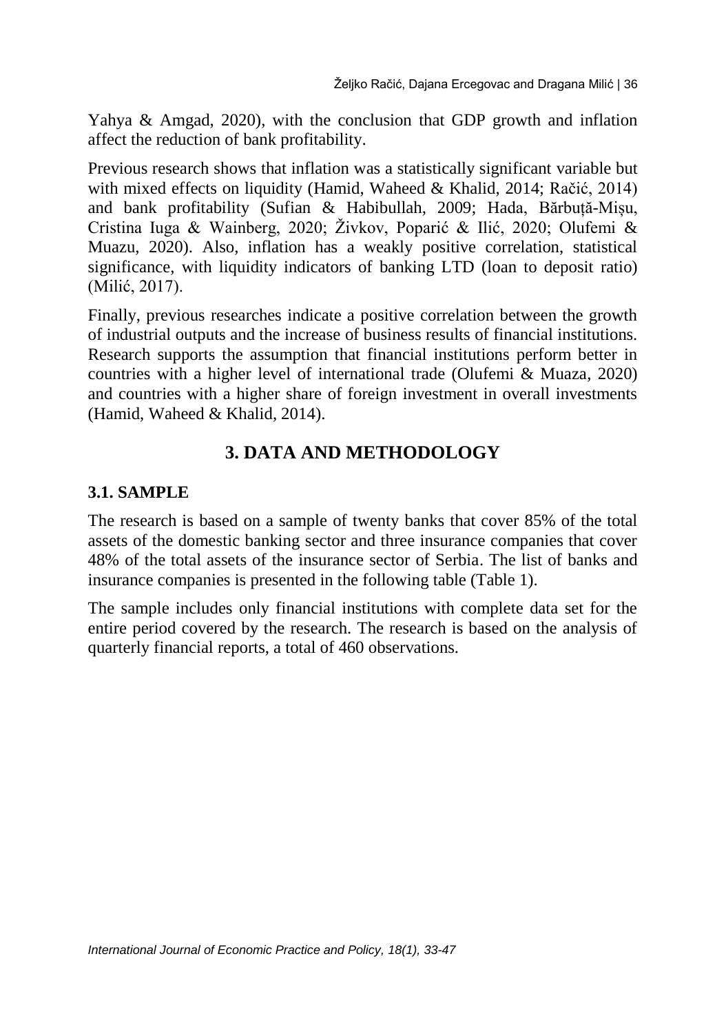Yahya & Amgad, 2020), with the conclusion that GDP growth and inflation affect the reduction of bank profitability.

Previous research shows that inflation was a statistically significant variable but with mixed effects on liquidity (Hamid, Waheed & Khalid, 2014; Račić, 2014) and bank profitability (Sufian & Habibullah, 2009; Hada, Bărbuță-Mișu, Cristina Iuga & Wainberg, 2020; Živkov, Poparić & Ilić, 2020; Olufemi & Muazu, 2020). Also, inflation has a weakly positive correlation, statistical significance, with liquidity indicators of banking LTD (loan to deposit ratio) (Milić, 2017).

Finally, previous researches indicate a positive correlation between the growth of industrial outputs and the increase of business results of financial institutions. Research supports the assumption that financial institutions perform better in countries with a higher level of international trade (Olufemi & Muaza, 2020) and countries with a higher share of foreign investment in overall investments (Hamid, Waheed & Khalid, 2014).

## 3. DATA AND METHODOLOGY

### 3.1. SAMPLE

The research is based on a sample of twenty banks that cover 85% of the total assets of the domestic banking sector and three insurance companies that cover 48% of the total assets of the insurance sector of Serbia. The list of banks and insurance companies is presented in the following table (Table 1).

The sample includes only financial institutions with complete data set for the entire period covered by the research. The research is based on the analysis of quarterly financial reports, a total of 460 observations.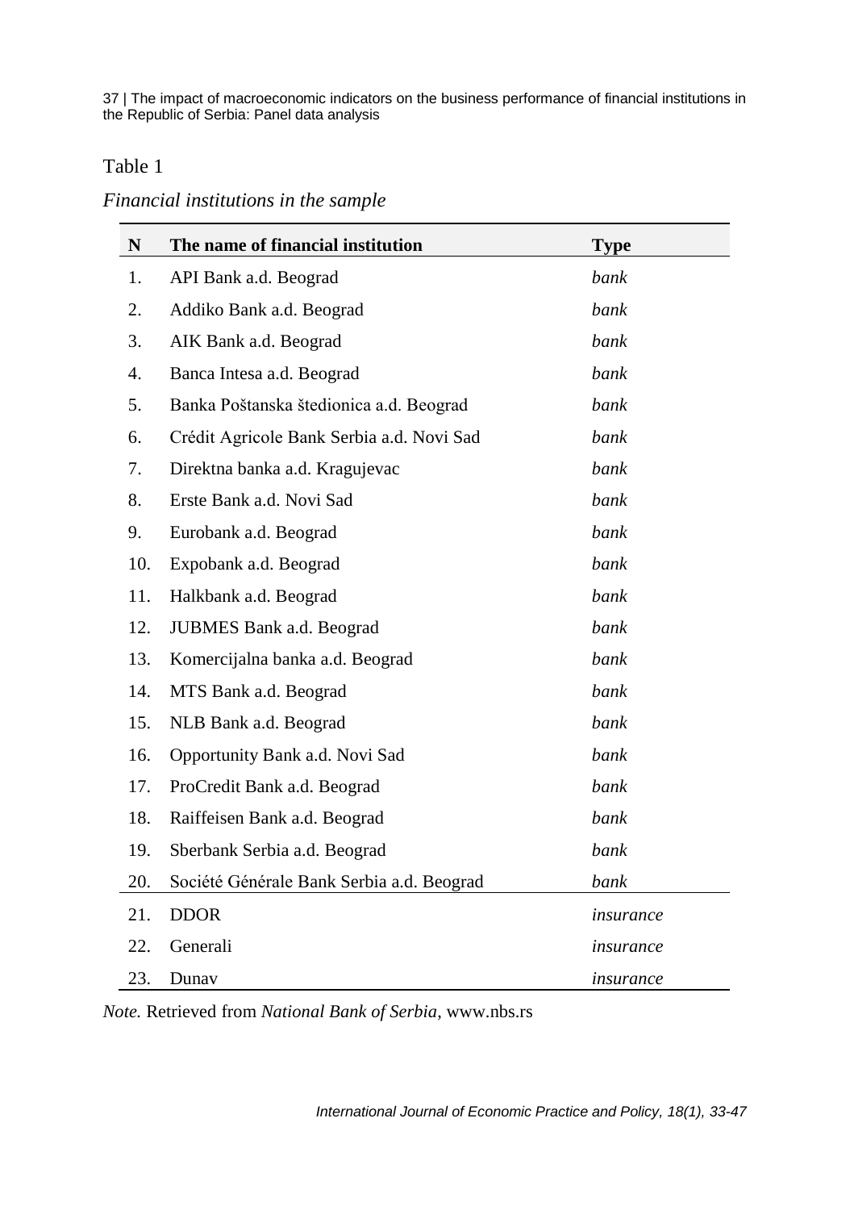Table 1

*Financial institutions in the sample*

| N | The name of financial institution | Type |
|---|---|---|
| 1. | API Bank a.d. Beograd | *bank* |
| 2. | Addiko Bank a.d. Beograd | *bank* |
| 3. | AIK Bank a.d. Beograd | *bank* |
| 4. | Banca Intesa a.d. Beograd | *bank* |
| 5. | Banka Poštanska štedionica a.d. Beograd | *bank* |
| 6. | Crédit Agricole Bank Serbia a.d. Novi Sad | *bank* |
| 7. | Direktna banka a.d. Kragujevac | *bank* |
| 8. | Erste Bank a.d. Novi Sad | *bank* |
| 9. | Eurobank a.d. Beograd | *bank* |
| 10. | Expobank a.d. Beograd | *bank* |
| 11. | Halkbank a.d. Beograd | *bank* |
| 12. | JUBMES Bank a.d. Beograd | *bank* |
| 13. | Komercijalna banka a.d. Beograd | *bank* |
| 14. | MTS Bank a.d. Beograd | *bank* |
| 15. | NLB Bank a.d. Beograd | *bank* |
| 16. | Opportunity Bank a.d. Novi Sad | *bank* |
| 17. | ProCredit Bank a.d. Beograd | *bank* |
| 18. | Raiffeisen Bank a.d. Beograd | *bank* |
| 19. | Sberbank Serbia a.d. Beograd | *bank* |
| 20. | Société Générale Bank Serbia a.d. Beograd | *bank* |
| 21. | DDOR | *insurance* |
| 22. | Generali | *insurance* |
| 23. | Dunav | *insurance* |

*Note.* Retrieved from *National Bank of Serbia*, www.nbs.rs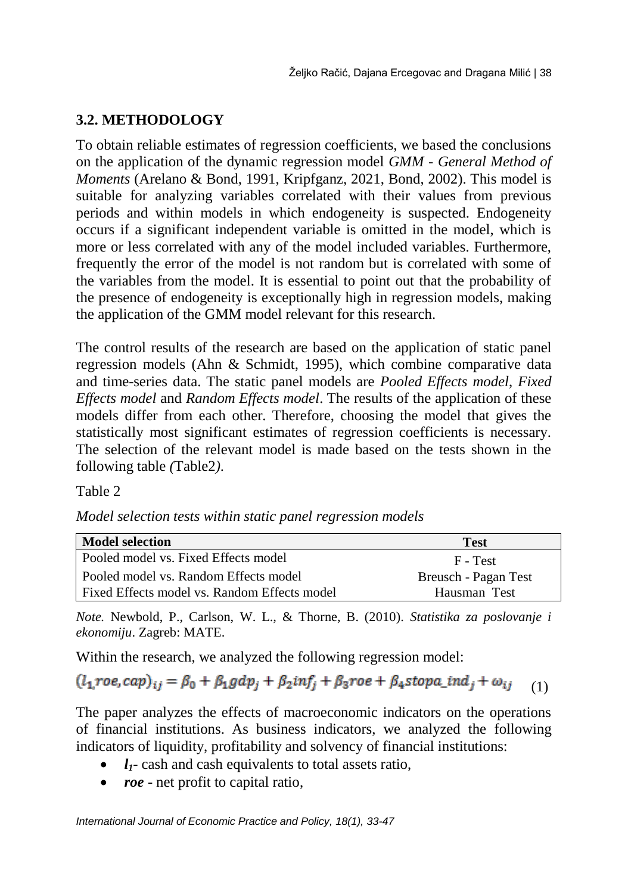### 3.2. METHODOLOGY

To obtain reliable estimates of regression coefficients, we based the conclusions on the application of the dynamic regression model *GMM - General Method of Moments* (Arelano & Bond, 1991, Kripfganz, 2021, Bond, 2002). This model is suitable for analyzing variables correlated with their values from previous periods and within models in which endogeneity is suspected. Endogeneity occurs if a significant independent variable is omitted in the model, which is more or less correlated with any of the model included variables. Furthermore, frequently the error of the model is not random but is correlated with some of the variables from the model. It is essential to point out that the probability of the presence of endogeneity is exceptionally high in regression models, making the application of the GMM model relevant for this research.

The control results of the research are based on the application of static panel regression models (Ahn & Schmidt, 1995), which combine comparative data and time-series data. The static panel models are *Pooled Effects model*, *Fixed Effects model* and *Random Effects model*. The results of the application of these models differ from each other. Therefore, choosing the model that gives the statistically most significant estimates of regression coefficients is necessary. The selection of the relevant model is made based on the tests shown in the following table *(*Table2*)*.

Table 2

*Model selection tests within static panel regression models*

| Model selection | Test |
|---|---|
| Pooled model vs. Fixed Effects model | F - Test |
| Pooled model vs. Random Effects model | Breusch - Pagan Test |
| Fixed Effects model vs. Random Effects model | Hausman Test |

*Note.* Newbold, P., Carlson, W. L., & Thorne, B. (2010). *Statistika za poslovanje i ekonomiju*. Zagreb: MATE.

Within the research, we analyzed the following regression model:

$$(l_1, roe, cap)_{ij} = \beta_0 + \beta_1 gdp_j + \beta_2 inf_j + \beta_3 roe + \beta_4 stopa\_ind_j + \omega_{ij} \quad (1)$$

The paper analyzes the effects of macroeconomic indicators on the operations of financial institutions. As business indicators, we analyzed the following indicators of liquidity, profitability and solvency of financial institutions:

- ***$l_1$***- cash and cash equivalents to total assets ratio,
- ***roe*** - net profit to capital ratio,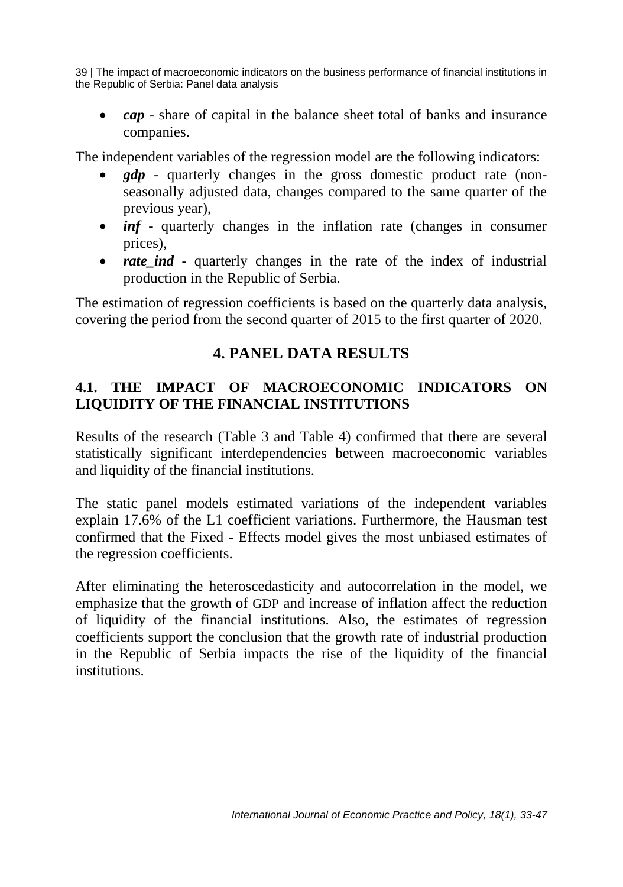- ***cap*** - share of capital in the balance sheet total of banks and insurance companies.

The independent variables of the regression model are the following indicators:

- ***gdp*** - quarterly changes in the gross domestic product rate (non-seasonally adjusted data, changes compared to the same quarter of the previous year),
- ***inf*** - quarterly changes in the inflation rate (changes in consumer prices),
- ***rate_ind*** - quarterly changes in the rate of the index of industrial production in the Republic of Serbia.

The estimation of regression coefficients is based on the quarterly data analysis, covering the period from the second quarter of 2015 to the first quarter of 2020.

## 4. PANEL DATA RESULTS

### 4.1. THE IMPACT OF MACROECONOMIC INDICATORS ON LIQUIDITY OF THE FINANCIAL INSTITUTIONS

Results of the research (Table 3 and Table 4) confirmed that there are several statistically significant interdependencies between macroeconomic variables and liquidity of the financial institutions.

The static panel models estimated variations of the independent variables explain 17.6% of the L1 coefficient variations. Furthermore, the Hausman test confirmed that the Fixed - Effects model gives the most unbiased estimates of the regression coefficients.

After eliminating the heteroscedasticity and autocorrelation in the model, we emphasize that the growth of GDP and increase of inflation affect the reduction of liquidity of the financial institutions. Also, the estimates of regression coefficients support the conclusion that the growth rate of industrial production in the Republic of Serbia impacts the rise of the liquidity of the financial institutions.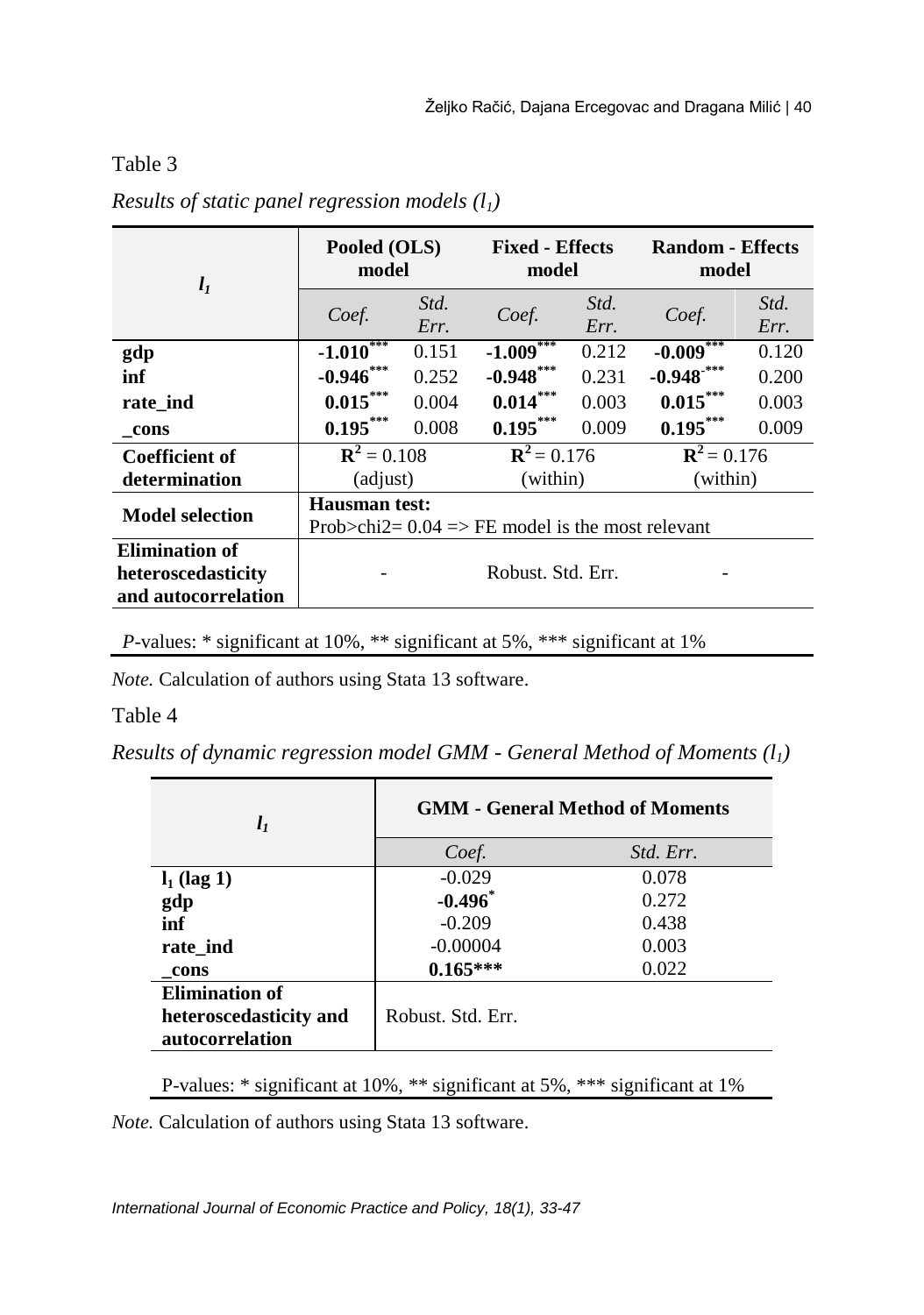Table 3

*Results of static panel regression models ($l_1$)*

| $l_1$ | Pooled (OLS) model | | Fixed - Effects model | | Random - Effects model | |
|---|---|---|---|---|---|---|
| | *Coef.* | *Std. Err.* | *Coef.* | *Std. Err.* | *Coef.* | *Std. Err.* |
| **gdp** | **-1.010*****| 0.151 | **-1.009***** | 0.212 | **-0.009***** | 0.120 |
| **inf** | **-0.946***** | 0.252 | **-0.948***** | 0.231 | **-0.948-***** | 0.200 |
| **rate_ind** | **0.015***** | 0.004 | **0.014***** | 0.003 | **0.015***** | 0.003 |
| **_cons** | **0.195***** | 0.008 | **0.195***** | 0.009 | **0.195***** | 0.009 |
| **Coefficient of determination** | $R^2 = 0.108$ (adjust) | | $R^2 = 0.176$ (within) | | $R^2 = 0.176$ (within) | |
| **Model selection** | **Hausman test:** Prob>chi2= 0.04 => FE model is the most relevant | | | | | |
| **Elimination of heteroscedasticity and autocorrelation** | - | | Robust. Std. Err. | | - | |

*P*-values: * significant at 10%, ** significant at 5%, *** significant at 1%

*Note.* Calculation of authors using Stata 13 software.

Table 4

*Results of dynamic regression model GMM - General Method of Moments ($l_1$)*

| $l_1$ | GMM - General Method of Moments | |
|---|---|---|
| | *Coef.* | *Std. Err.* |
| **$l_1$ (lag 1)** | -0.029 | 0.078 |
| **gdp** | **-0.496*** | 0.272 |
| **inf** | -0.209 | 0.438 |
| **rate_ind** | -0.00004 | 0.003 |
| **_cons** | **0.165***** | 0.022 |
| **Elimination of heteroscedasticity and autocorrelation** | Robust. Std. Err. | |

P-values: * significant at 10%, ** significant at 5%, *** significant at 1%

*Note.* Calculation of authors using Stata 13 software.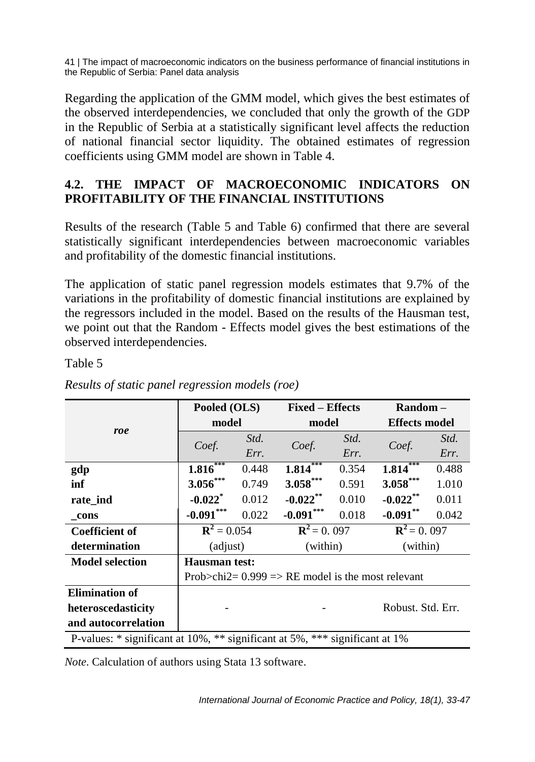Regarding the application of the GMM model, which gives the best estimates of the observed interdependencies, we concluded that only the growth of the GDP in the Republic of Serbia at a statistically significant level affects the reduction of national financial sector liquidity. The obtained estimates of regression coefficients using GMM model are shown in Table 4.

## 4.2. THE IMPACT OF MACROECONOMIC INDICATORS ON PROFITABILITY OF THE FINANCIAL INSTITUTIONS

Results of the research (Table 5 and Table 6) confirmed that there are several statistically significant interdependencies between macroeconomic variables and profitability of the domestic financial institutions.

The application of static panel regression models estimates that 9.7% of the variations in the profitability of domestic financial institutions are explained by the regressors included in the model. Based on the results of the Hausman test, we point out that the Random - Effects model gives the best estimations of the observed interdependencies.

Table 5

*Results of static panel regression models (roe)*

| *roe* | **Pooled (OLS) model** | | **Fixed – Effects model** | | **Random – Effects model** | |
|---|---|---|---|---|---|---|
| | *Coef.* | *Std. Err.* | *Coef.* | *Std. Err.* | *Coef.* | *Std. Err.* |
| **gdp** | **1.816**\*\*\* | 0.448 | **1.814**\*\*\* | 0.354 | **1.814**\*\*\* | 0.488 |
| **inf** | **3.056**\*\*\* | 0.749 | **3.058**\*\*\* | 0.591 | **3.058**\*\*\* | 1.010 |
| **rate_ind** | **-0.022**\* | 0.012 | **-0.022**\*\* | 0.010 | **-0.022**\*\* | 0.011 |
| **_cons** | **-0.091**\*\*\* | 0.022 | **-0.091**\*\*\* | 0.018 | **-0.091**\*\* | 0.042 |
| **Coefficient of determination** | $R^2 = 0.054$ (adjust) | | $R^2 = 0.097$ (within) | | $R^2 = 0.097$ (within) | |
| **Model selection** | **Hausman test:** Prob>chi2= 0.999 => RE model is the most relevant | | | | | |
| **Elimination of heteroscedasticity and autocorrelation** | - | | - | | Robust. Std. Err. | |

P-values: * significant at 10%, ** significant at 5%, *** significant at 1%

*Note.* Calculation of authors using Stata 13 software.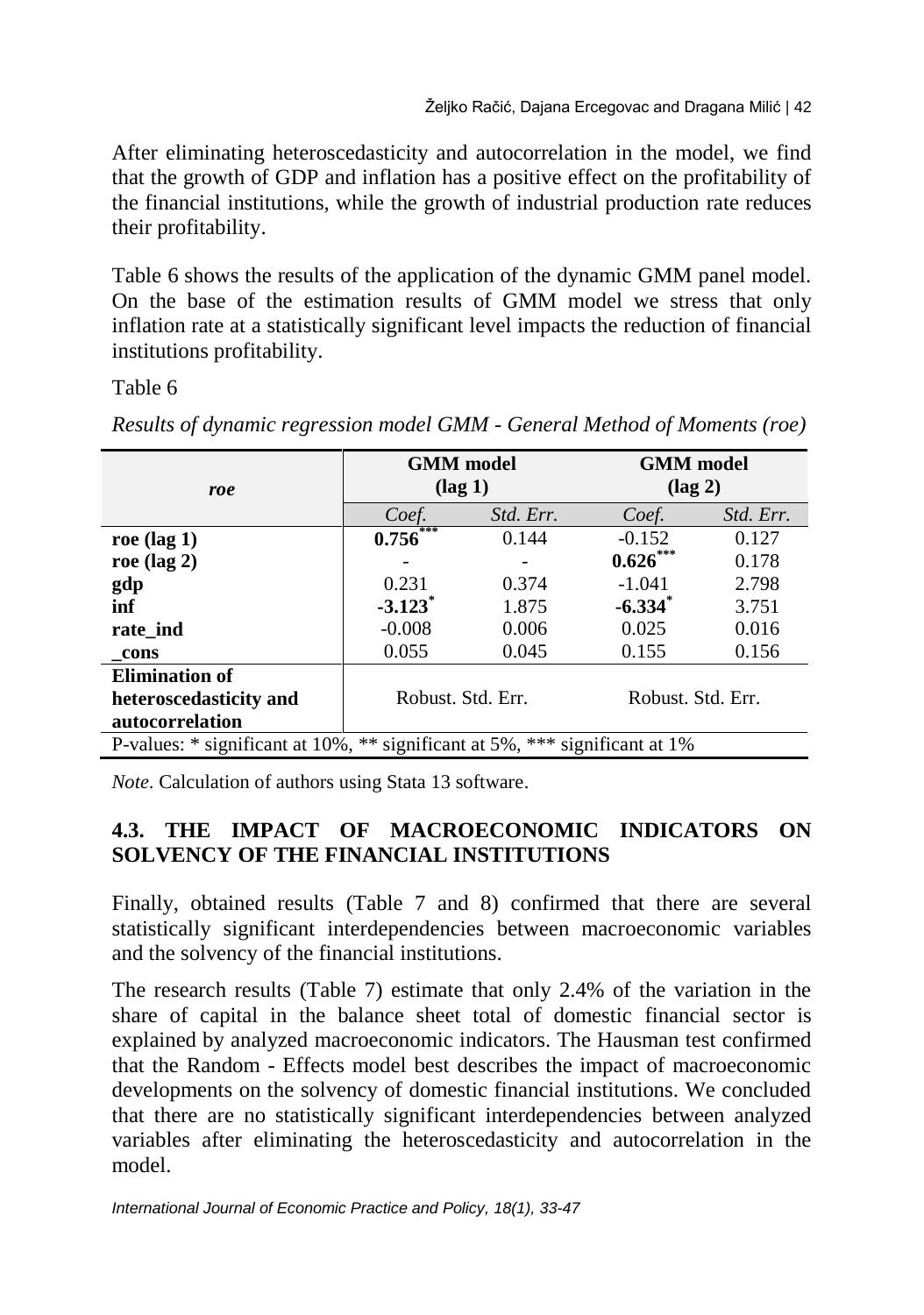After eliminating heteroscedasticity and autocorrelation in the model, we find that the growth of GDP and inflation has a positive effect on the profitability of the financial institutions, while the growth of industrial production rate reduces their profitability.

Table 6 shows the results of the application of the dynamic GMM panel model. On the base of the estimation results of GMM model we stress that only inflation rate at a statistically significant level impacts the reduction of financial institutions profitability.

Table 6

*Results of dynamic regression model GMM - General Method of Moments (roe)*

| *roe* | GMM model (lag 1) | | GMM model (lag 2) | |
|---|---|---|---|---|
| | *Coef.* | *Std. Err.* | *Coef.* | *Std. Err.* |
| **roe (lag 1)** | **0.756*****| 0.144 | -0.152 | 0.127 |
| **roe (lag 2)** | - | - | **0.626***** | 0.178 |
| **gdp** | 0.231 | 0.374 | -1.041 | 2.798 |
| **inf** | **-3.123*** | 1.875 | **-6.334*** | 3.751 |
| **rate_ind** | -0.008 | 0.006 | 0.025 | 0.016 |
| **_cons** | 0.055 | 0.045 | 0.155 | 0.156 |
| **Elimination of heteroscedasticity and autocorrelation** | Robust. Std. Err. | | Robust. Std. Err. | |
| P-values: * significant at 10%, ** significant at 5%, *** significant at 1% | | | | |

*Note*. Calculation of authors using Stata 13 software.

## 4.3. THE IMPACT OF MACROECONOMIC INDICATORS ON SOLVENCY OF THE FINANCIAL INSTITUTIONS

Finally, obtained results (Table 7 and 8) confirmed that there are several statistically significant interdependencies between macroeconomic variables and the solvency of the financial institutions.

The research results (Table 7) estimate that only 2.4% of the variation in the share of capital in the balance sheet total of domestic financial sector is explained by analyzed macroeconomic indicators. The Hausman test confirmed that the Random - Effects model best describes the impact of macroeconomic developments on the solvency of domestic financial institutions. We concluded that there are no statistically significant interdependencies between analyzed variables after eliminating the heteroscedasticity and autocorrelation in the model.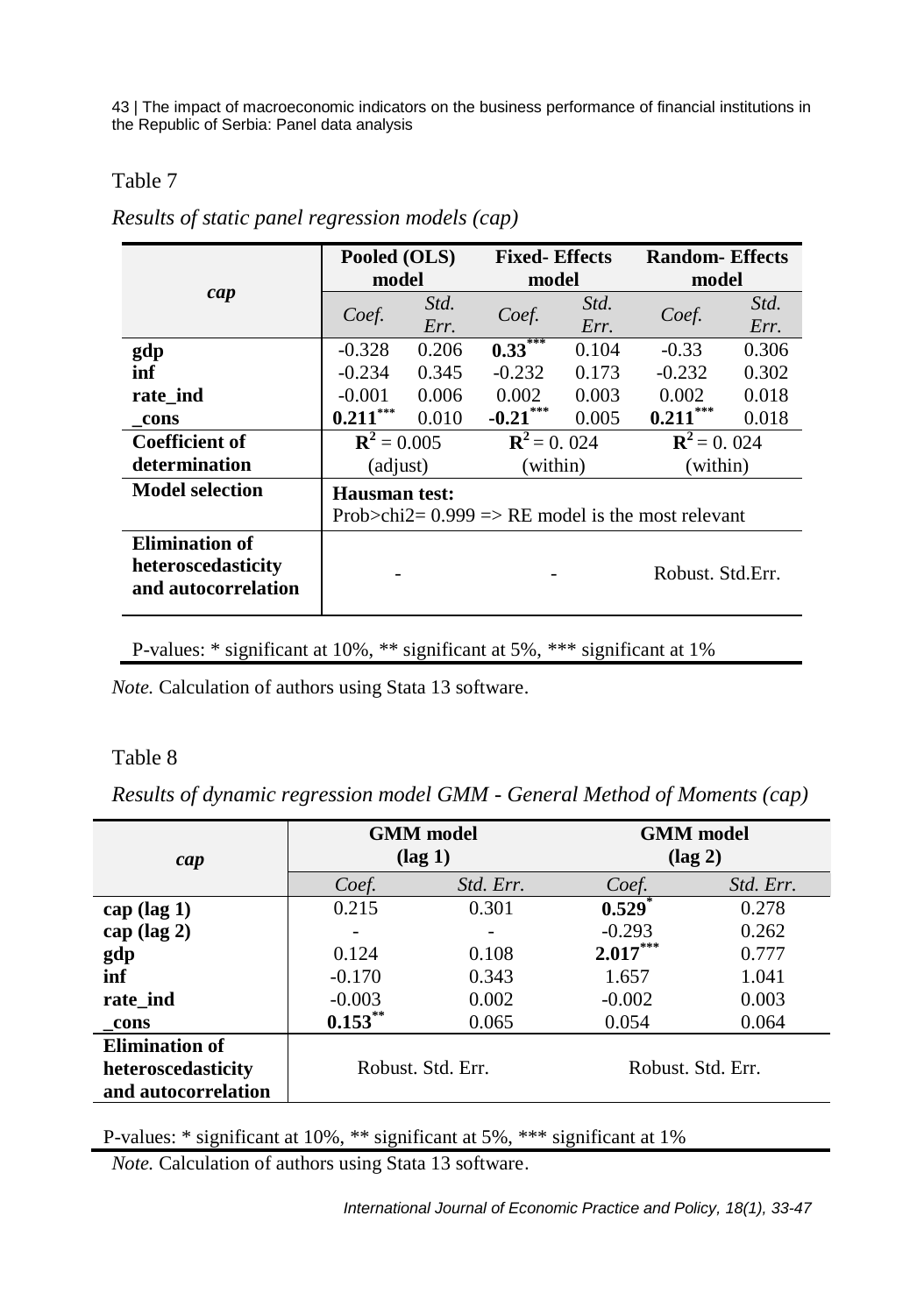Table 7

*Results of static panel regression models (cap)*

| cap | Pooled (OLS) model | | Fixed- Effects model | | Random- Effects model | |
|---|---|---|---|---|---|---|
| | *Coef.* | *Std. Err.* | *Coef.* | *Std. Err.* | *Coef.* | *Std. Err.* |
| **gdp** | -0.328 | 0.206 | **0.33*****| 0.104 | -0.33 | 0.306 |
| **inf** | -0.234 | 0.345 | -0.232 | 0.173 | -0.232 | 0.302 |
| **rate_ind** | -0.001 | 0.006 | 0.002 | 0.003 | 0.002 | 0.018 |
| **_cons** | **0.211***** | 0.010 | **-0.21***** | 0.005 | **0.211***** | 0.018 |
| **Coefficient of determination** | $R^2$ = 0.005 (adjust) | | $R^2$ = 0. 024 (within) | | $R^2$ = 0. 024 (within) | |
| **Model selection** | **Hausman test:** Prob>chi2= 0.999 => RE model is the most relevant | | | | | |
| **Elimination of heteroscedasticity and autocorrelation** | - | | - | | Robust. Std.Err. | |

P-values: * significant at 10%, ** significant at 5%, *** significant at 1%

*Note.* Calculation of authors using Stata 13 software.

Table 8

*Results of dynamic regression model GMM - General Method of Moments (cap)*

| cap | GMM model (lag 1) | | GMM model (lag 2) | |
|---|---|---|---|---|
| | *Coef.* | *Std. Err.* | *Coef.* | *Std. Err.* |
| **cap (lag 1)** | 0.215 | 0.301 | **0.529*** | 0.278 |
| **cap (lag 2)** | - | - | -0.293 | 0.262 |
| **gdp** | 0.124 | 0.108 | **2.017***** | 0.777 |
| **inf** | -0.170 | 0.343 | 1.657 | 1.041 |
| **rate_ind** | -0.003 | 0.002 | -0.002 | 0.003 |
| **_cons** | **0.153**** | 0.065 | 0.054 | 0.064 |
| **Elimination of heteroscedasticity and autocorrelation** | Robust. Std. Err. | | Robust. Std. Err. | |

P-values: * significant at 10%, ** significant at 5%, *** significant at 1%

*Note.* Calculation of authors using Stata 13 software.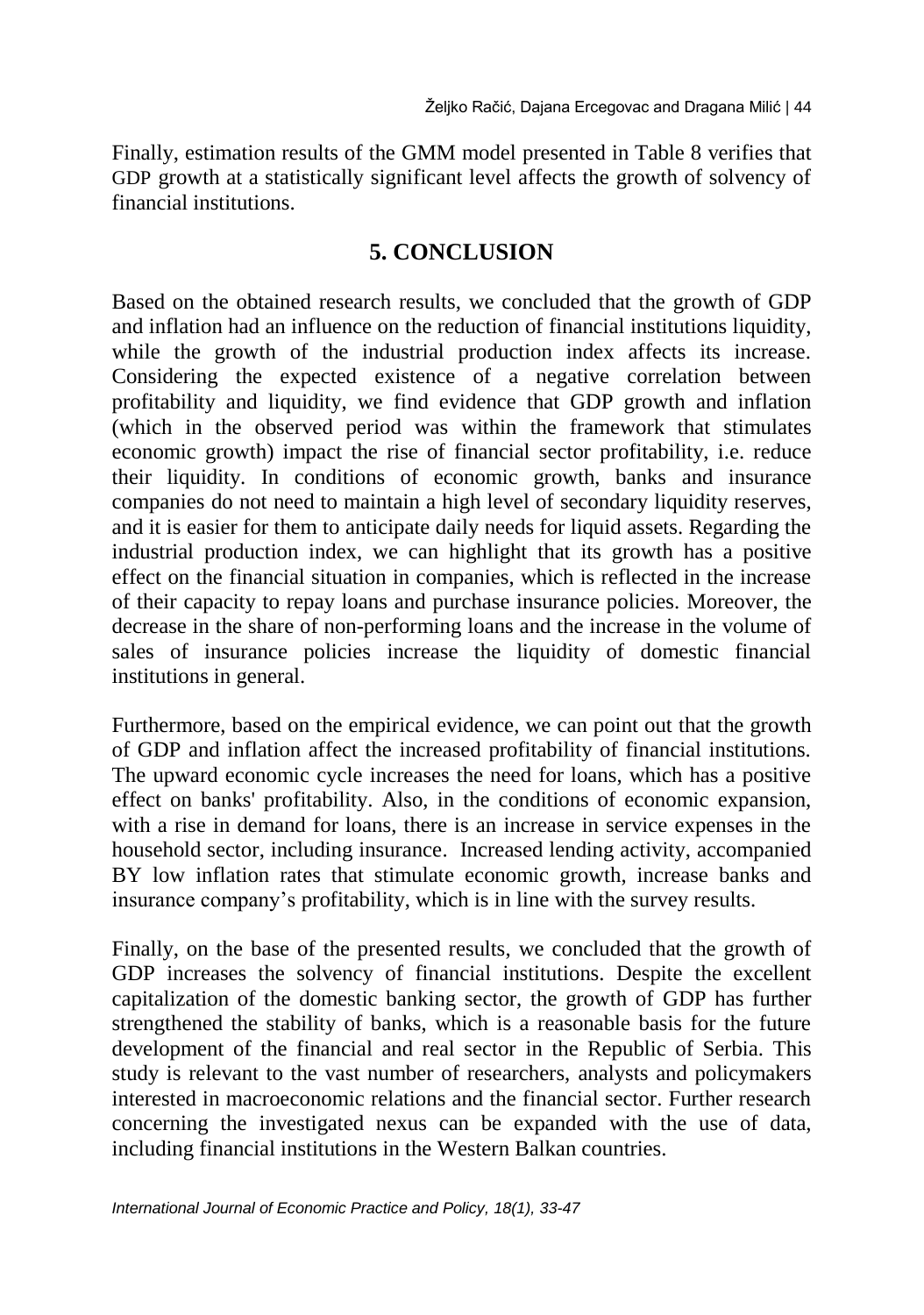Finally, estimation results of the GMM model presented in Table 8 verifies that GDP growth at a statistically significant level affects the growth of solvency of financial institutions.

## 5. CONCLUSION

Based on the obtained research results, we concluded that the growth of GDP and inflation had an influence on the reduction of financial institutions liquidity, while the growth of the industrial production index affects its increase. Considering the expected existence of a negative correlation between profitability and liquidity, we find evidence that GDP growth and inflation (which in the observed period was within the framework that stimulates economic growth) impact the rise of financial sector profitability, i.e. reduce their liquidity. In conditions of economic growth, banks and insurance companies do not need to maintain a high level of secondary liquidity reserves, and it is easier for them to anticipate daily needs for liquid assets. Regarding the industrial production index, we can highlight that its growth has a positive effect on the financial situation in companies, which is reflected in the increase of their capacity to repay loans and purchase insurance policies. Moreover, the decrease in the share of non-performing loans and the increase in the volume of sales of insurance policies increase the liquidity of domestic financial institutions in general.

Furthermore, based on the empirical evidence, we can point out that the growth of GDP and inflation affect the increased profitability of financial institutions. The upward economic cycle increases the need for loans, which has a positive effect on banks' profitability. Also, in the conditions of economic expansion, with a rise in demand for loans, there is an increase in service expenses in the household sector, including insurance. Increased lending activity, accompanied BY low inflation rates that stimulate economic growth, increase banks and insurance company's profitability, which is in line with the survey results.

Finally, on the base of the presented results, we concluded that the growth of GDP increases the solvency of financial institutions. Despite the excellent capitalization of the domestic banking sector, the growth of GDP has further strengthened the stability of banks, which is a reasonable basis for the future development of the financial and real sector in the Republic of Serbia. This study is relevant to the vast number of researchers, analysts and policymakers interested in macroeconomic relations and the financial sector. Further research concerning the investigated nexus can be expanded with the use of data, including financial institutions in the Western Balkan countries.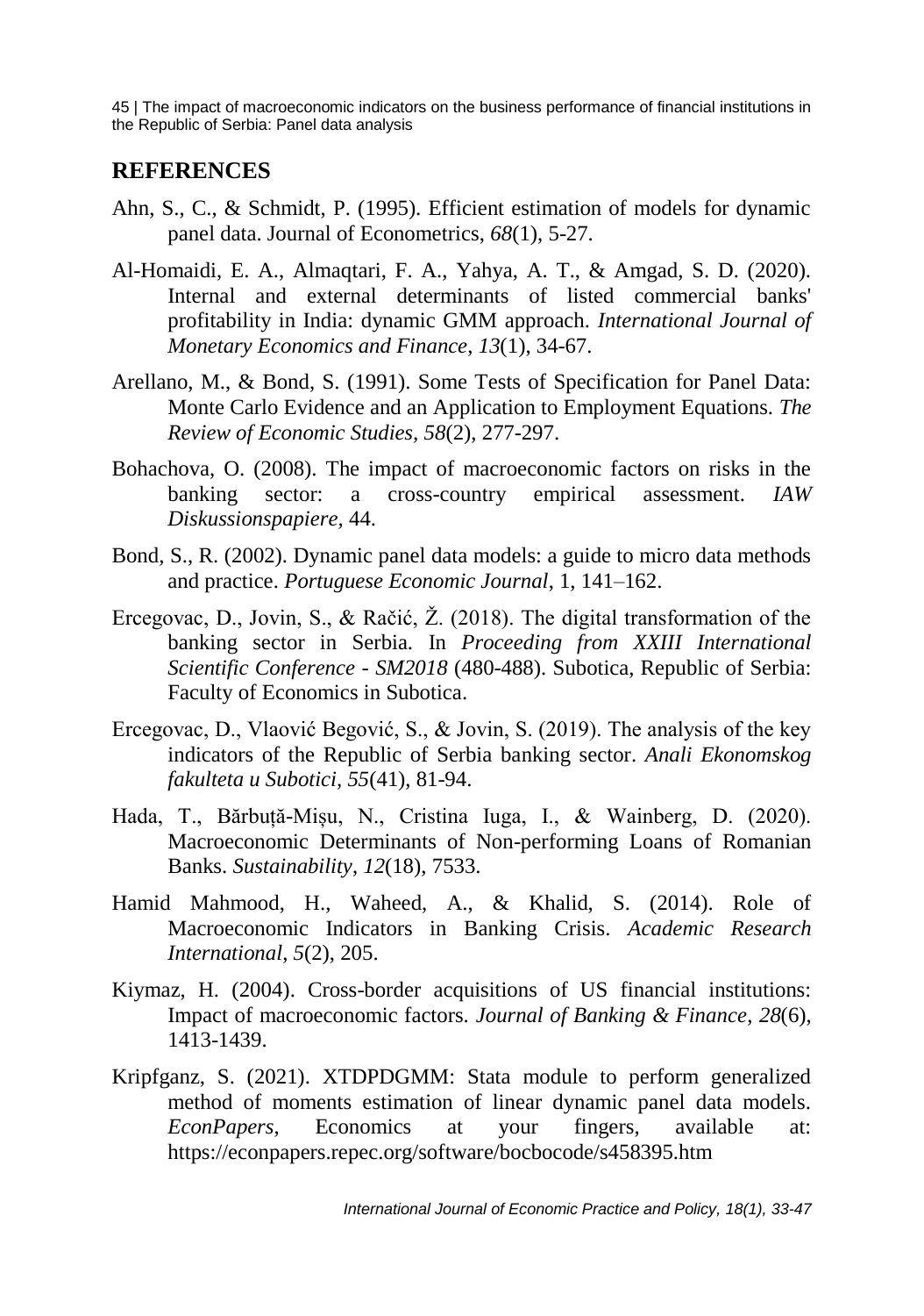## REFERENCES

Ahn, S., C., & Schmidt, P. (1995). Efficient estimation of models for dynamic panel data. Journal of Econometrics, *68*(1), 5-27.

Al-Homaidi, E. A., Almaqtari, F. A., Yahya, A. T., & Amgad, S. D. (2020). Internal and external determinants of listed commercial banks' profitability in India: dynamic GMM approach. *International Journal of Monetary Economics and Finance*, *13*(1), 34-67.

Arellano, M., & Bond, S. (1991). Some Tests of Specification for Panel Data: Monte Carlo Evidence and an Application to Employment Equations. *The Review of Economic Studies*, *58*(2), 277-297.

Bohachova, O. (2008). The impact of macroeconomic factors on risks in the banking sector: a cross-country empirical assessment. *IAW Diskussionspapiere,* 44.

Bond, S., R. (2002). Dynamic panel data models: a guide to micro data methods and practice. *Portuguese Economic Journal*, 1, 141–162.

Ercegovac, D., Jovin, S., & Račić, Ž. (2018). The digital transformation of the banking sector in Serbia. In *Proceeding from XXIII International Scientific Conference - SM2018* (480-488). Subotica, Republic of Serbia: Faculty of Economics in Subotica.

Ercegovac, D., Vlaović Begović, S., & Jovin, S. (2019). The analysis of the key indicators of the Republic of Serbia banking sector. *Anali Ekonomskog fakulteta u Subotici, 55*(41), 81-94.

Hada, T., Bărbuță-Mișu, N., Cristina Iuga, I., & Wainberg, D. (2020). Macroeconomic Determinants of Non-performing Loans of Romanian Banks. *Sustainability*, *12*(18), 7533.

Hamid Mahmood, H., Waheed, A., & Khalid, S. (2014). Role of Macroeconomic Indicators in Banking Crisis. *Academic Research International*, *5*(2), 205.

Kiymaz, H. (2004). Cross-border acquisitions of US financial institutions: Impact of macroeconomic factors. *Journal of Banking & Finance*, *28*(6), 1413-1439.

Kripfganz, S. (2021). XTDPDGMM: Stata module to perform generalized method of moments estimation of linear dynamic panel data models. *EconPapers*, Economics at your fingers, available at: https://econpapers.repec.org/software/bocbocode/s458395.htm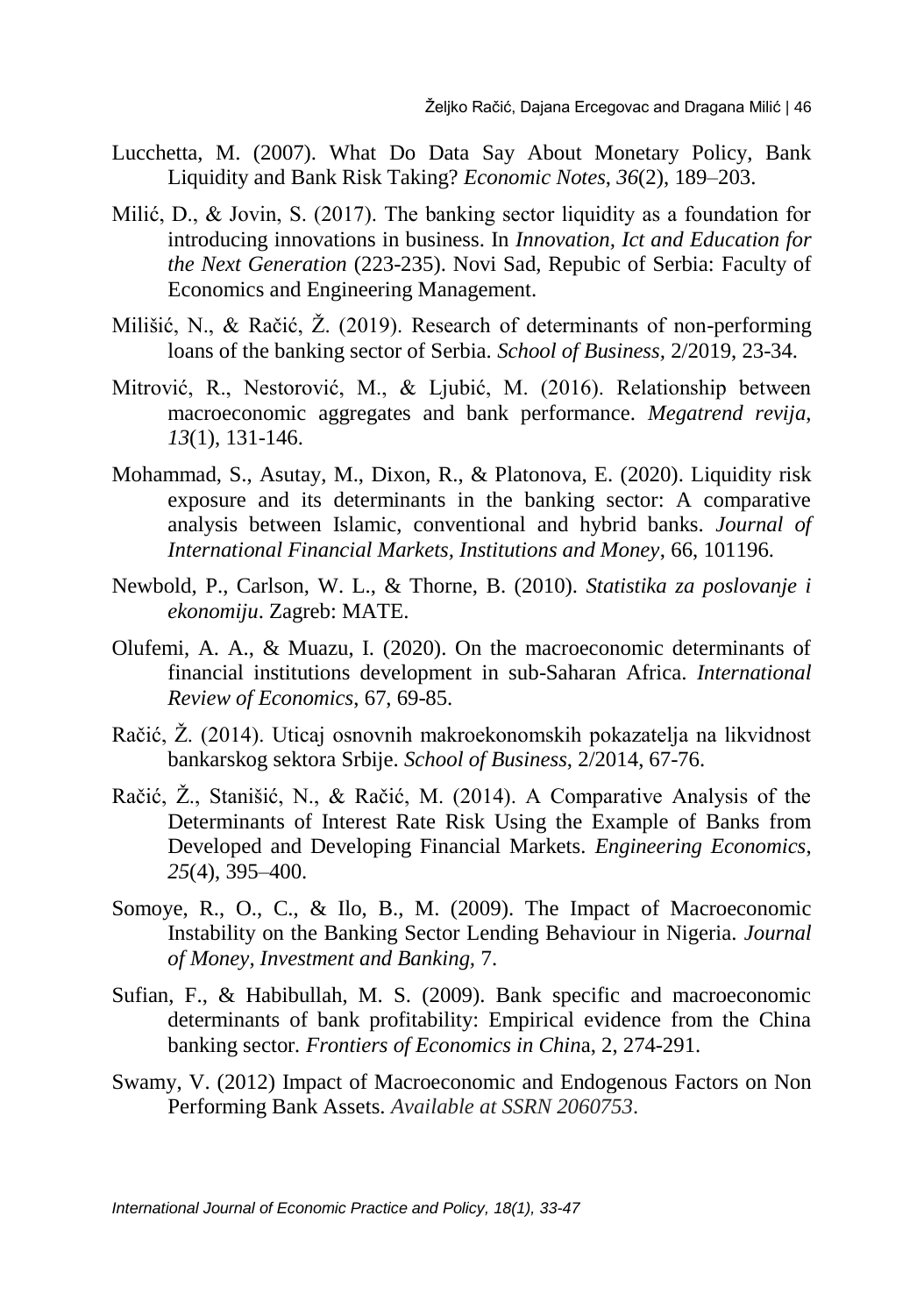Lucchetta, M. (2007). What Do Data Say About Monetary Policy, Bank Liquidity and Bank Risk Taking? *Economic Notes*, *36*(2), 189–203.

Milić, D., & Jovin, S. (2017). The banking sector liquidity as a foundation for introducing innovations in business. In *Innovation, Ict and Education for the Next Generation* (223-235). Novi Sad, Repubic of Serbia: Faculty of Economics and Engineering Management.

Milišić, N., & Račić, Ž. (2019). Research of determinants of non-performing loans of the banking sector of Serbia. *School of Business*, 2/2019, 23-34.

Mitrović, R., Nestorović, M., & Ljubić, M. (2016). Relationship between macroeconomic aggregates and bank performance. *Megatrend revija*, *13*(1), 131-146.

Mohammad, S., Asutay, M., Dixon, R., & Platonova, E. (2020). Liquidity risk exposure and its determinants in the banking sector: A comparative analysis between Islamic, conventional and hybrid banks. *Journal of International Financial Markets, Institutions and Money*, 66, 101196.

Newbold, P., Carlson, W. L., & Thorne, B. (2010). *Statistika za poslovanje i ekonomiju*. Zagreb: MATE.

Olufemi, A. A., & Muazu, I. (2020). On the macroeconomic determinants of financial institutions development in sub-Saharan Africa. *International Review of Economics*, 67, 69-85.

Račić, Ž. (2014). Uticaj osnovnih makroekonomskih pokazatelja na likvidnost bankarskog sektora Srbije. *School of Business*, 2/2014, 67-76.

Račić, Ž., Stanišić, N., & Račić, M. (2014). A Comparative Analysis of the Determinants of Interest Rate Risk Using the Example of Banks from Developed and Developing Financial Markets. *Engineering Economics*, *25*(4), 395–400.

Somoye, R., O., C., & Ilo, B., M. (2009). The Impact of Macroeconomic Instability on the Banking Sector Lending Behaviour in Nigeria. *Journal of Money, Investment and Banking*, 7.

Sufian, F., & Habibullah, M. S. (2009). Bank specific and macroeconomic determinants of bank profitability: Empirical evidence from the China banking sector. *Frontiers of Economics in China*, 2, 274-291.

Swamy, V. (2012) Impact of Macroeconomic and Endogenous Factors on Non Performing Bank Assets. *Available at SSRN 2060753*.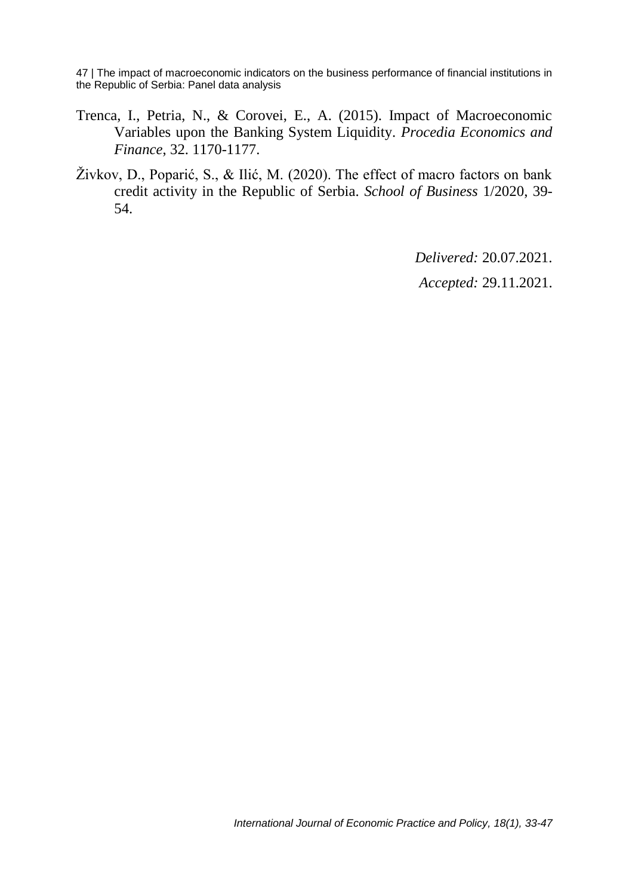Trenca, I., Petria, N., & Corovei, E., A. (2015). Impact of Macroeconomic Variables upon the Banking System Liquidity. *Procedia Economics and Finance*, 32. 1170-1177.

Živkov, D., Poparić, S., & Ilić, M. (2020). The effect of macro factors on bank credit activity in the Republic of Serbia. *School of Business* 1/2020, 39-54.

*Delivered:* 20.07.2021.

*Accepted:* 29.11.2021.